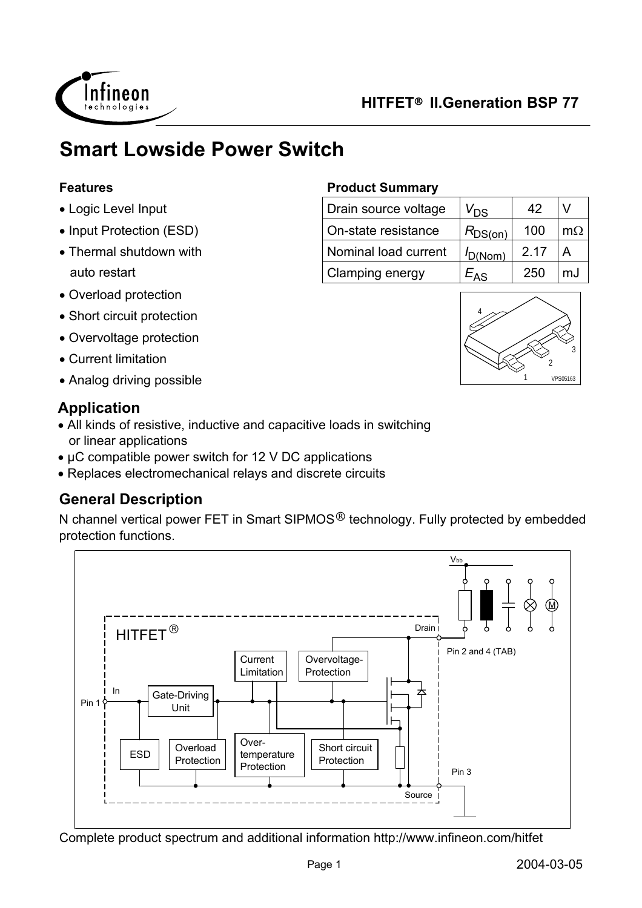# Smart Lowside Power Switch

### Features

- Logic Level Input
- Input Protection (ESD)
- Thermal shutdown with auto restart
- Overload protection
- Short circuit protection
- Overvoltage protection
- Current limitation
- Analog driving possible

### Product Summary

| | | | |
|---|---|---|---|
| Drain source voltage | $V_{DS}$ | 42 | V |
| On-state resistance | $R_{DS(on)}$ | 100 | mΩ |
| Nominal load current | $I_{D(Nom)}$ | 2.17 | A |
| Clamping energy | $E_{AS}$ | 250 | mJ |

## Application

- All kinds of resistive, inductive and capacitive loads in switching or linear applications
- µC compatible power switch for 12 V DC applications
- Replaces electromechanical relays and discrete circuits

## General Description

N channel vertical power FET in Smart SIPMOS® technology. Fully protected by embedded protection functions.

Complete product spectrum and additional information http://www.infineon.com/hitfet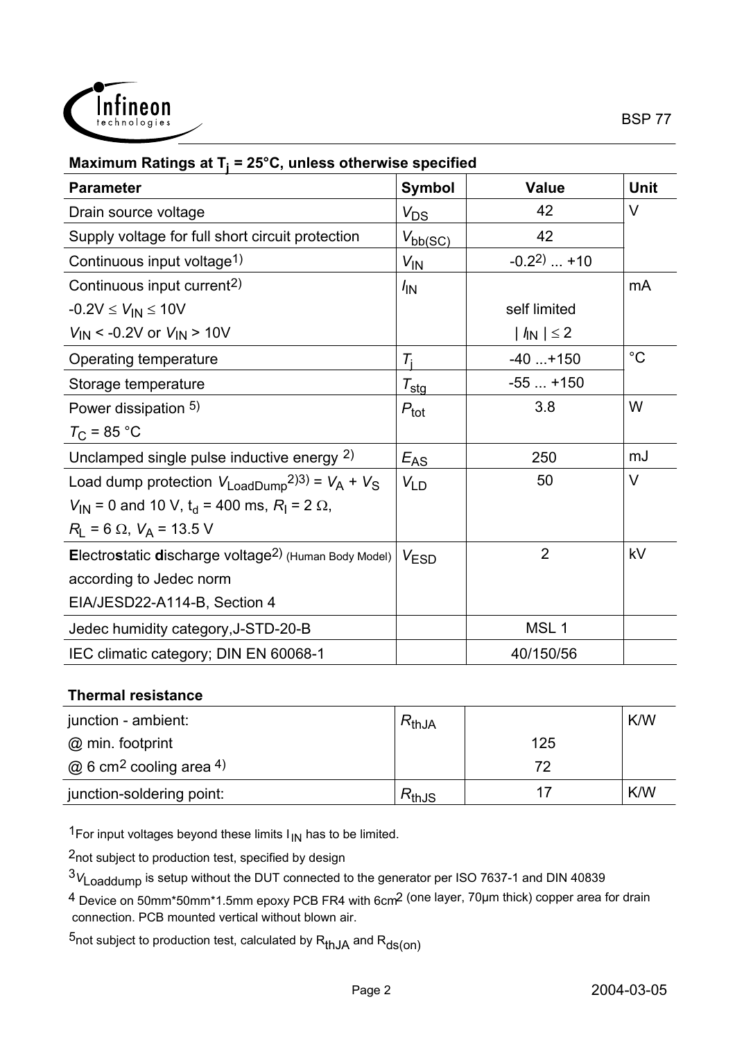**Maximum Ratings at $T_j$ = 25°C, unless otherwise specified**

| Parameter | Symbol | Value | Unit |
|---|---|---|---|
| Drain source voltage | $V_{DS}$ | 42 | V |
| Supply voltage for full short circuit protection | $V_{bb(SC)}$ | 42 | |
| Continuous input voltage[1] | $V_{IN}$ | -0.2[2) ... +10 | |
| Continuous input current[2]<br>$-0.2V \leq V_{IN} \leq 10V$<br>$V_{IN} < -0.2V$ or $V_{IN} > 10V$ | $I_{IN}$ | <br>self limited<br>$\mid I_{IN} \mid \leq 2$ | mA |
| Operating temperature | $T_j$ | -40 ...+150 | °C |
| Storage temperature | $T_{stg}$ | -55 ... +150 | |
| Power dissipation [5]<br>$T_C$ = 85 °C | $P_{tot}$ | 3.8 | W |
| Unclamped single pulse inductive energy [2] | $E_{AS}$ | 250 | mJ |
| Load dump protection $V_{LoadDump}$[2)3)] = $V_A$ + $V_S$<br>$V_{IN}$ = 0 and 10 V, $t_d$ = 400 ms, $R_I$ = 2 Ω,<br>$R_L$ = 6 Ω, $V_A$ = 13.5 V | $V_{LD}$ | 50 | V |
| **E**lectro**s**tatic **d**ischarge voltage[2] (Human Body Model)<br>according to Jedec norm<br>EIA/JESD22-A114-B, Section 4 | $V_{ESD}$ | 2 | kV |
| Jedec humidity category,J-STD-20-B | | MSL 1 | |
| IEC climatic category; DIN EN 60068-1 | | 40/150/56 | |

**Thermal resistance**

| | | | |
|---|---|---|---|
| junction - ambient:<br>@ min. footprint<br>@ 6 cm² cooling area [4] | $R_{thJA}$ | <br>125<br>72 | K/W |
| junction-soldering point: | $R_{thJS}$ | 17 | K/W |

[1] For input voltages beyond these limits $I_{IN}$ has to be limited.

[2] not subject to production test, specified by design

[3] $V_{Loaddump}$ is setup without the DUT connected to the generator per ISO 7637-1 and DIN 40839

[4] Device on 50mm\*50mm\*1.5mm epoxy PCB FR4 with 6cm² (one layer, 70µm thick) copper area for drain connection. PCB mounted vertical without blown air.

[5] not subject to production test, calculated by $R_{thJA}$ and $R_{ds(on)}$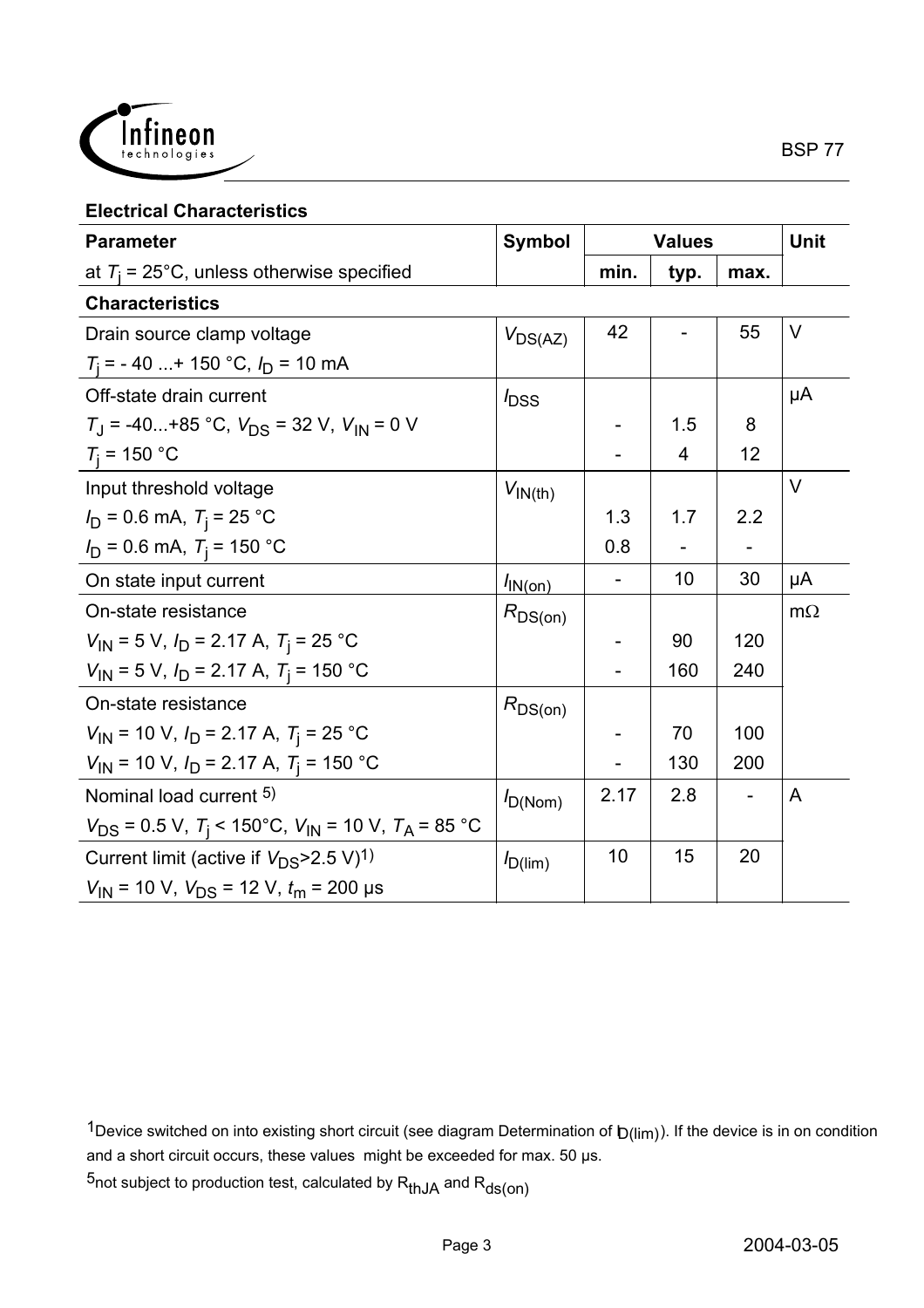## Electrical Characteristics

| Parameter<br>at $T_j$ = 25°C, unless otherwise specified | Symbol | Values | | | Unit |
|---|---|---|---|---|---|
| | | min. | typ. | max. | |
| **Characteristics** | | | | | |
| Drain source clamp voltage<br>$T_j$ = - 40 ...+ 150 °C, $I_D$ = 10 mA | $V_{DS(AZ)}$ | 42 | - | 55 | V |
| Off-state drain current | $I_{DSS}$ | | | | µA |
| $T_J$ = -40...+85 °C, $V_{DS}$ = 32 V, $V_{IN}$ = 0 V | | - | 1.5 | 8 | |
| $T_j$ = 150 °C | | - | 4 | 12 | |
| Input threshold voltage | $V_{IN(th)}$ | | | | V |
| $I_D$ = 0.6 mA, $T_j$ = 25 °C | | 1.3 | 1.7 | 2.2 | |
| $I_D$ = 0.6 mA, $T_j$ = 150 °C | | 0.8 | - | - | |
| On state input current | $I_{IN(on)}$ | - | 10 | 30 | µA |
| On-state resistance | $R_{DS(on)}$ | | | | mΩ |
| $V_{IN}$ = 5 V, $I_D$ = 2.17 A, $T_j$ = 25 °C | | - | 90 | 120 | |
| $V_{IN}$ = 5 V, $I_D$ = 2.17 A, $T_j$ = 150 °C | | - | 160 | 240 | |
| On-state resistance | $R_{DS(on)}$ | | | | |
| $V_{IN}$ = 10 V, $I_D$ = 2.17 A, $T_j$ = 25 °C | | - | 70 | 100 | |
| $V_{IN}$ = 10 V, $I_D$ = 2.17 A, $T_j$ = 150 °C | | - | 130 | 200 | |
| Nominal load current [5]<br>$V_{DS}$ = 0.5 V, $T_j$ < 150°C, $V_{IN}$ = 10 V, $T_A$ = 85 °C | $I_{D(Nom)}$ | 2.17 | 2.8 | - | A |
| Current limit (active if $V_{DS}$>2.5 V)[1]<br>$V_{IN}$ = 10 V, $V_{DS}$ = 12 V, $t_m$ = 200 µs | $I_{D(lim)}$ | 10 | 15 | 20 | |

[1]Device switched on into existing short circuit (see diagram Determination of $I_{D(lim)}$). If the device is in on condition and a short circuit occurs, these values might be exceeded for max. 50 µs.

[5]not subject to production test, calculated by $R_{thJA}$ and $R_{ds(on)}$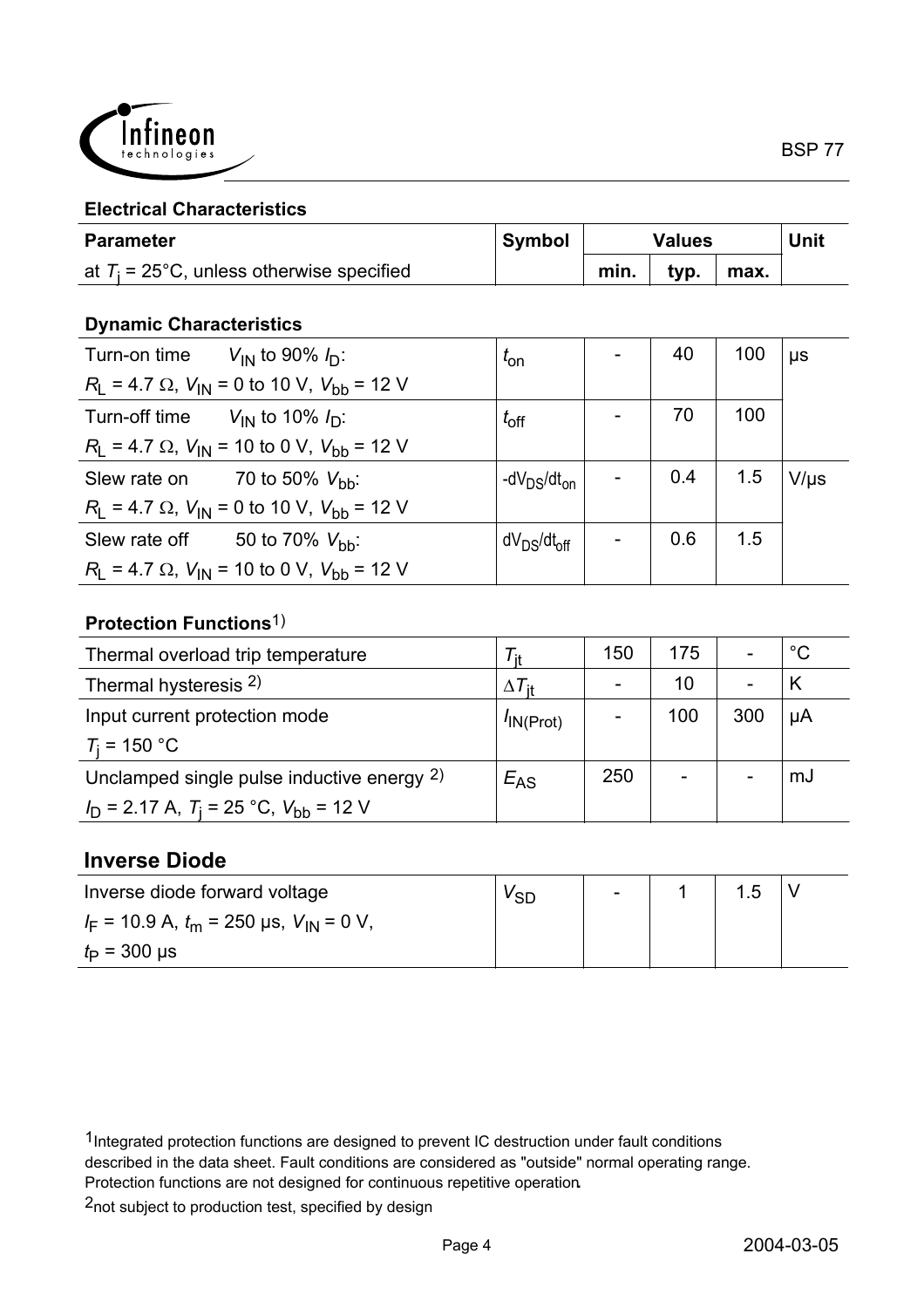## Electrical Characteristics

| Parameter<br>at $T_j$ = 25°C, unless otherwise specified | Symbol | Values | | | Unit |
|---|---|---|---|---|---|
| | | min. | typ. | max. | |

### Dynamic Characteristics

| Parameter | Symbol | min. | typ. | max. | Unit |
|---|---|---|---|---|---|
| Turn-on time $V_{IN}$ to 90% $I_D$:<br>$R_L$ = 4.7 Ω, $V_{IN}$ = 0 to 10 V, $V_{bb}$ = 12 V | $t_{on}$ | - | 40 | 100 | µs |
| Turn-off time $V_{IN}$ to 10% $I_D$:<br>$R_L$ = 4.7 Ω, $V_{IN}$ = 10 to 0 V, $V_{bb}$ = 12 V | $t_{off}$ | - | 70 | 100 | |
| Slew rate on 70 to 50% $V_{bb}$:<br>$R_L$ = 4.7 Ω, $V_{IN}$ = 0 to 10 V, $V_{bb}$ = 12 V | $-dV_{DS}/dt_{on}$ | - | 0.4 | 1.5 | V/µs |
| Slew rate off 50 to 70% $V_{bb}$:<br>$R_L$ = 4.7 Ω, $V_{IN}$ = 10 to 0 V, $V_{bb}$ = 12 V | $dV_{DS}/dt_{off}$ | - | 0.6 | 1.5 | |

### Protection Functions[1]

| Parameter | Symbol | min. | typ. | max. | Unit |
|---|---|---|---|---|---|
| Thermal overload trip temperature | $T_{jt}$ | 150 | 175 | - | °C |
| Thermal hysteresis [2] | $\Delta T_{jt}$ | - | 10 | - | K |
| Input current protection mode<br>$T_j$ = 150 °C | $I_{IN(Prot)}$ | - | 100 | 300 | µA |
| Unclamped single pulse inductive energy [2]<br>$I_D$ = 2.17 A, $T_j$ = 25 °C, $V_{bb}$ = 12 V | $E_{AS}$ | 250 | - | - | mJ |

## Inverse Diode

| Parameter | Symbol | min. | typ. | max. | Unit |
|---|---|---|---|---|---|
| Inverse diode forward voltage<br>$I_F$ = 10.9 A, $t_m$ = 250 µs, $V_{IN}$ = 0 V,<br>$t_P$ = 300 µs | $V_{SD}$ | - | 1 | 1.5 | V |

[1] Integrated protection functions are designed to prevent IC destruction under fault conditions described in the data sheet. Fault conditions are considered as "outside" normal operating range. Protection functions are not designed for continuous repetitive operation.

[2] not subject to production test, specified by design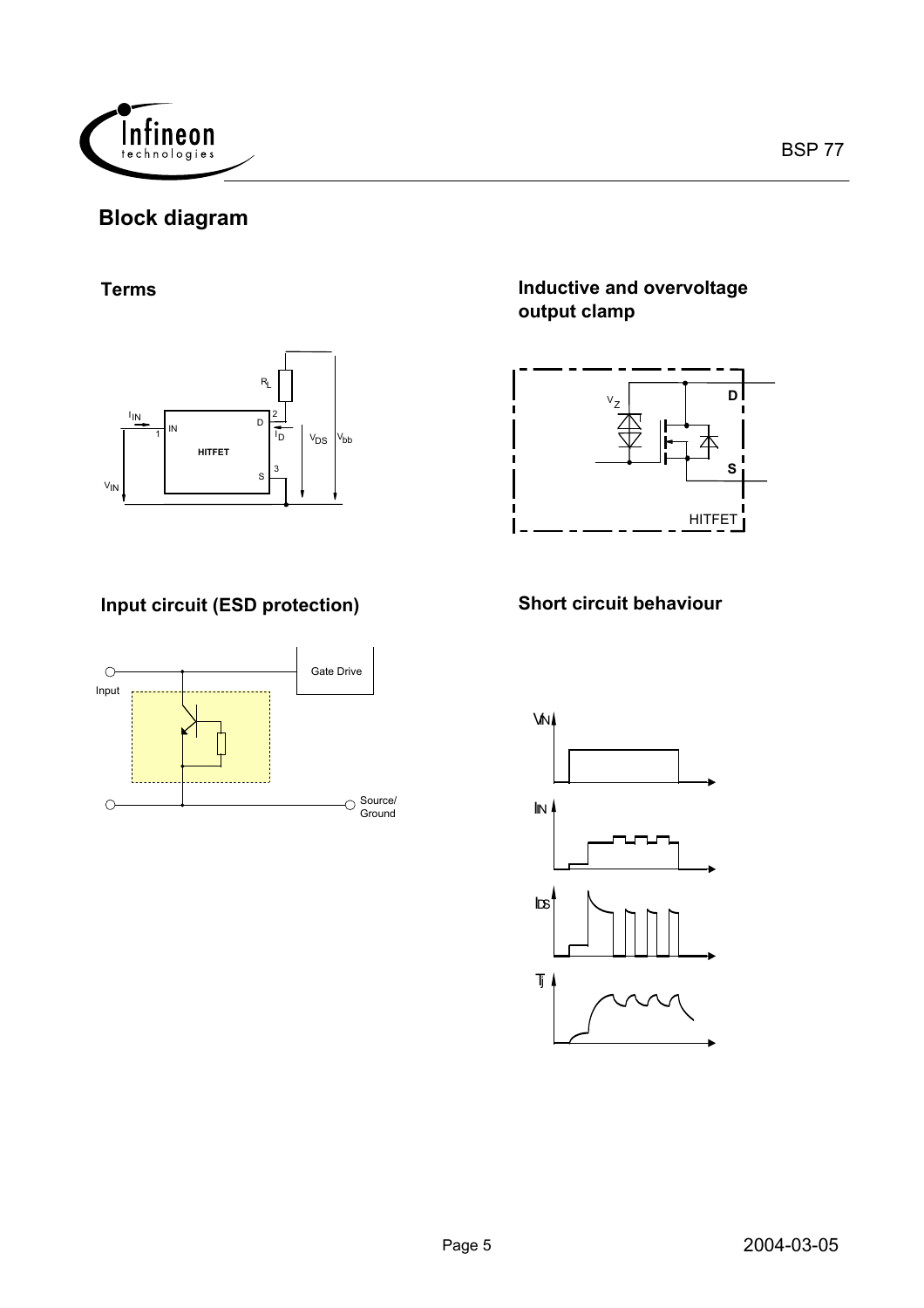## Block diagram

### Terms

### Inductive and overvoltage output clamp

### Input circuit (ESD protection)

### Short circuit behaviour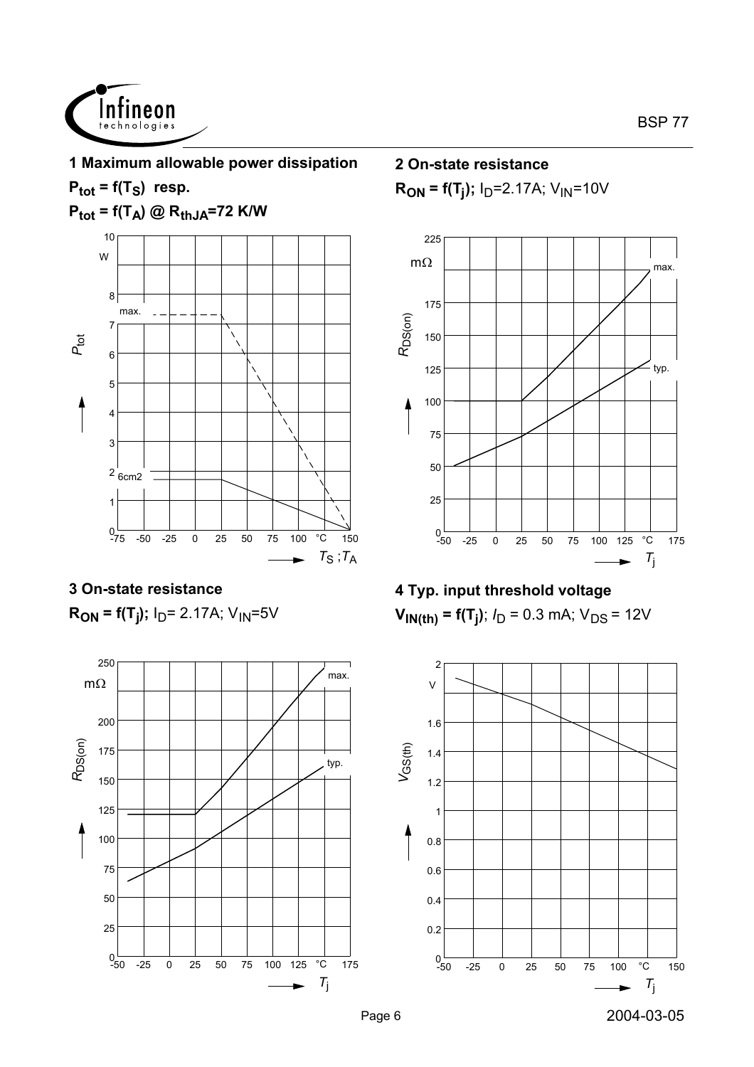## 1 Maximum allowable power dissipation

$P_{tot} = f(T_S)$ resp.

$P_{tot} = f(T_A)$ @ $R_{thJA}$=72 K/W

## 2 On-state resistance

$R_{ON} = f(T_j)$; $I_D$=2.17A; $V_{IN}$=10V

## 3 On-state resistance

$R_{ON} = f(T_j)$; $I_D$= 2.17A; $V_{IN}$=5V

## 4 Typ. input threshold voltage

$V_{IN(th)} = f(T_j)$; $I_D$ = 0.3 mA; $V_{DS}$ = 12V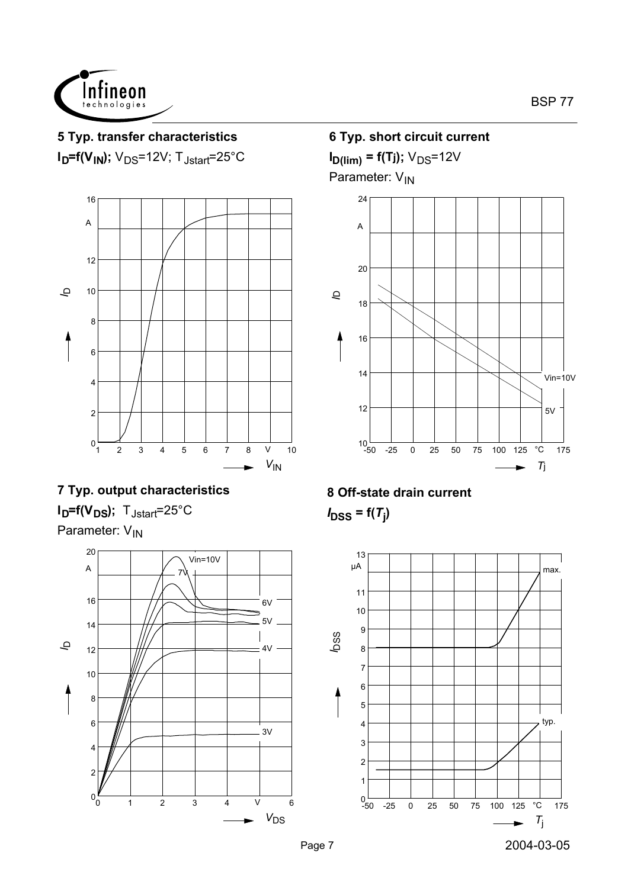### 5 Typ. transfer characteristics

$I_D = f(V_{IN})$; $V_{DS}$=12V; $T_{Jstart}$=25°C

### 6 Typ. short circuit current

$I_{D(lim)} = f(T_j)$; $V_{DS}$=12V

Parameter: $V_{IN}$

### 7 Typ. output characteristics

$I_D = f(V_{DS})$; $T_{Jstart}$=25°C

Parameter: $V_{IN}$

### 8 Off-state drain current

$I_{DSS} = f(T_j)$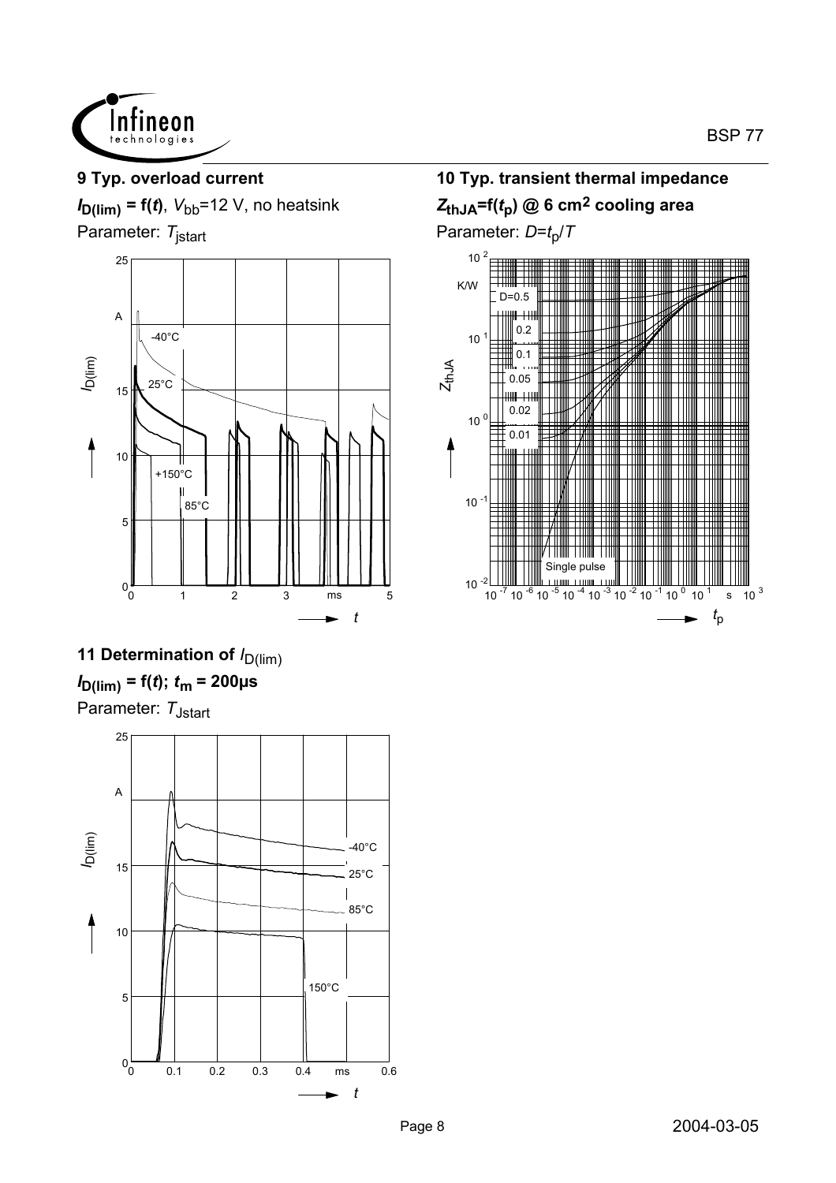### 9 Typ. overload current

$I_{D(lim)} = f(t)$, $V_{bb}$=12 V, no heatsink

Parameter: $T_{jstart}$

### 10 Typ. transient thermal impedance

$Z_{thJA}=f(t_p)$ @ 6 cm$^2$ cooling area

Parameter: $D=t_p/T$

### 11 Determination of $I_{D(lim)}$

$I_{D(lim)} = f(t)$; $t_m$ = 200µs

Parameter: $T_{Jstart}$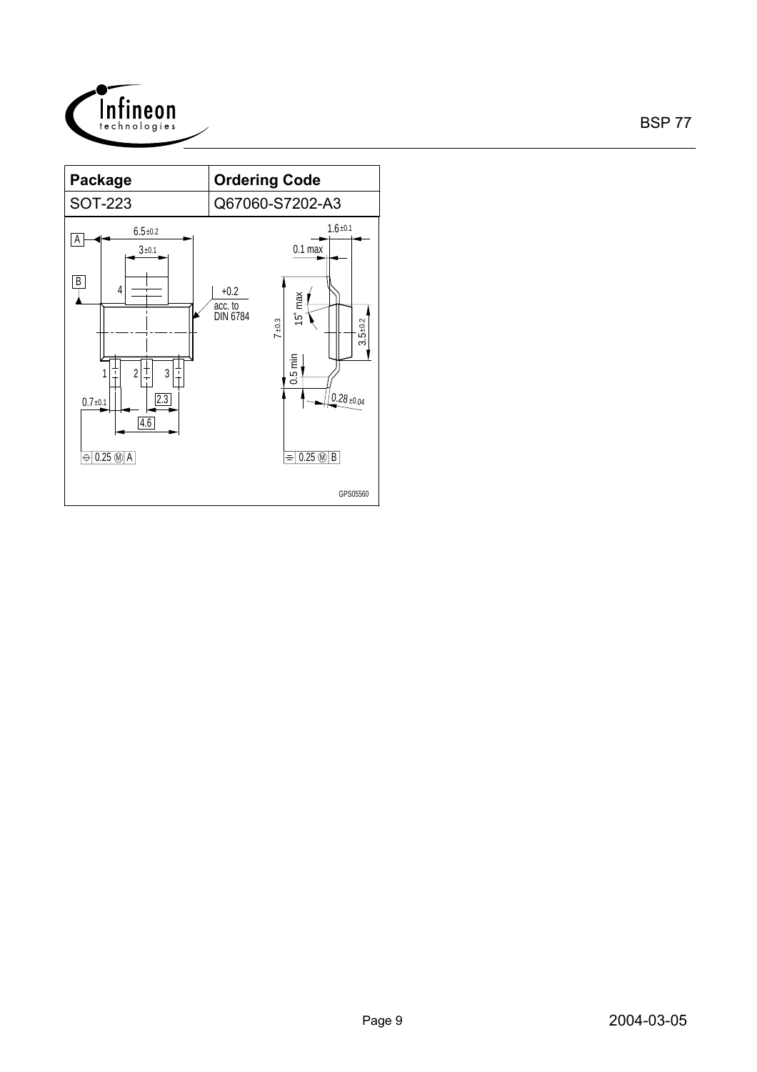| Package | Ordering Code |
|---|---|
| SOT-223 | Q67060-S7202-A3 |

GPS05560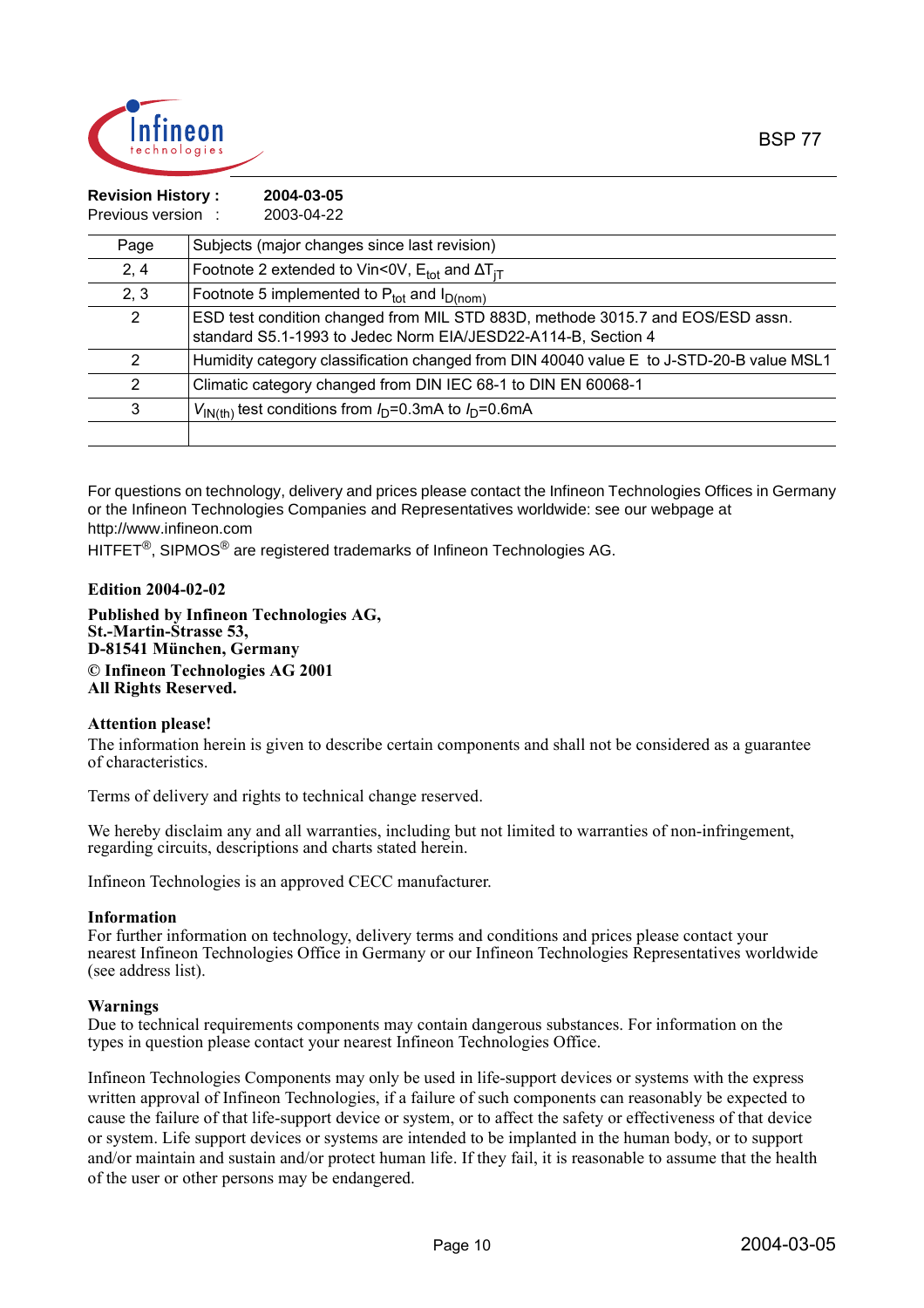**Revision History :** **2004-03-05**
Previous version : 2003-04-22

| Page | Subjects (major changes since last revision) |
|---|---|
| 2, 4 | Footnote 2 extended to Vin<0V, $E_{tot}$ and $\Delta T_{jT}$ |
| 2, 3 | Footnote 5 implemented to $P_{tot}$ and $I_{D(nom)}$ |
| 2 | ESD test condition changed from MIL STD 883D, methode 3015.7 and EOS/ESD assn. standard S5.1-1993 to Jedec Norm EIA/JESD22-A114-B, Section 4 |
| 2 | Humidity category classification changed from DIN 40040 value E to J-STD-20-B value MSL1 |
| 2 | Climatic category changed from DIN IEC 68-1 to DIN EN 60068-1 |
| 3 | $V_{IN(th)}$ test conditions from $I_D$=0.3mA to $I_D$=0.6mA |
| | |

For questions on technology, delivery and prices please contact the Infineon Technologies Offices in Germany or the Infineon Technologies Companies and Representatives worldwide: see our webpage at http://www.infineon.com

HITFET®, SIPMOS® are registered trademarks of Infineon Technologies AG.

**Edition 2004-02-02**

**Published by Infineon Technologies AG,**
**St.-Martin-Strasse 53,**
**D-81541 München, Germany**
**© Infineon Technologies AG 2001**
**All Rights Reserved.**

**Attention please!**
The information herein is given to describe certain components and shall not be considered as a guarantee of characteristics.

Terms of delivery and rights to technical change reserved.

We hereby disclaim any and all warranties, including but not limited to warranties of non-infringement, regarding circuits, descriptions and charts stated herein.

Infineon Technologies is an approved CECC manufacturer.

**Information**
For further information on technology, delivery terms and conditions and prices please contact your nearest Infineon Technologies Office in Germany or our Infineon Technologies Representatives worldwide (see address list).

**Warnings**
Due to technical requirements components may contain dangerous substances. For information on the types in question please contact your nearest Infineon Technologies Office.

Infineon Technologies Components may only be used in life-support devices or systems with the express written approval of Infineon Technologies, if a failure of such components can reasonably be expected to cause the failure of that life-support device or system, or to affect the safety or effectiveness of that device or system. Life support devices or systems are intended to be implanted in the human body, or to support and/or maintain and sustain and/or protect human life. If they fail, it is reasonable to assume that the health of the user or other persons may be endangered.